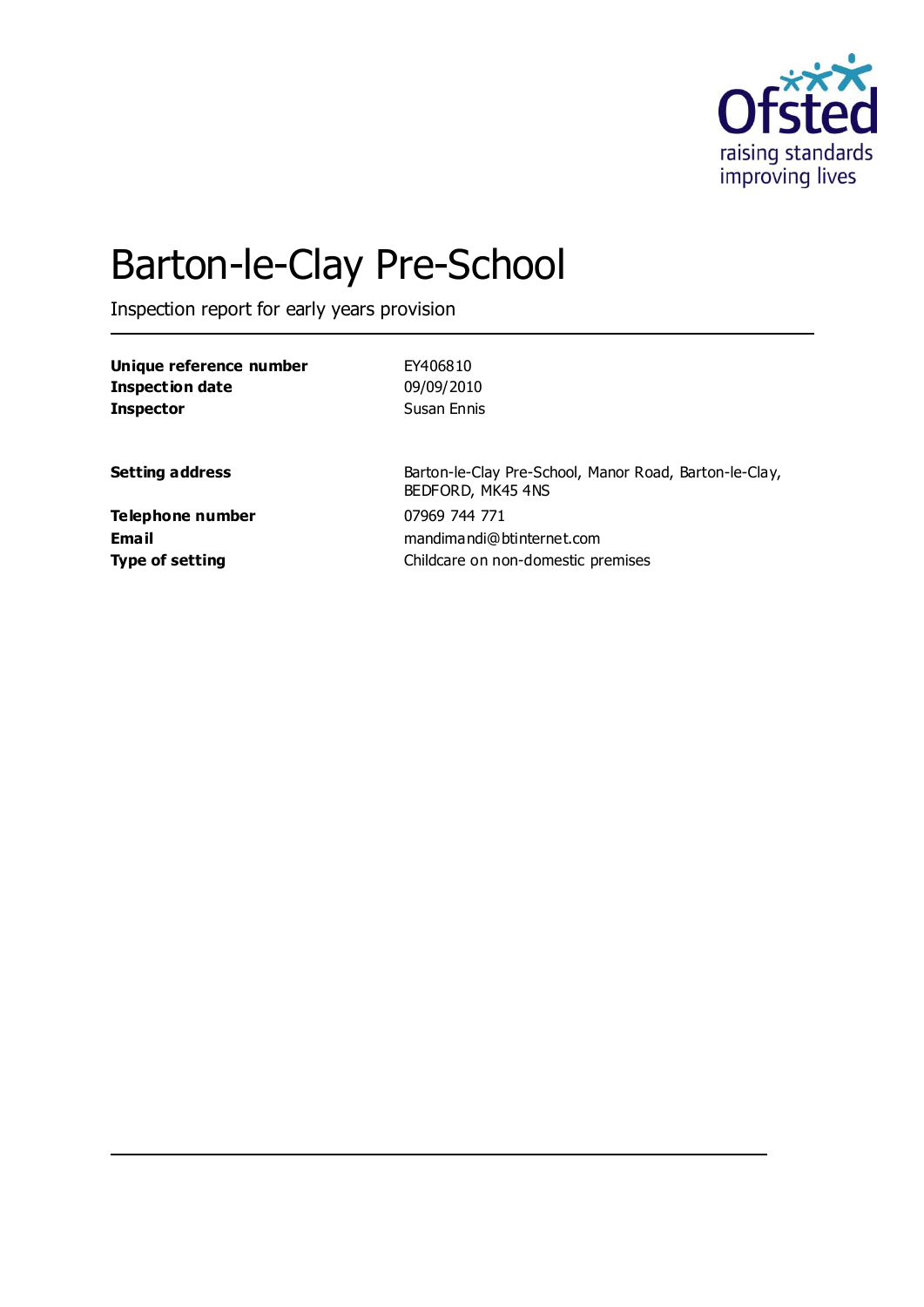# Barton-le-Clay Pre-School

Inspection report for early years provision

| | |
|---|---|
| **Unique reference number** | EY406810 |
| **Inspection date** | 09/09/2010 |
| **Inspector** | Susan Ennis |
| | |
| **Setting address** | Barton-le-Clay Pre-School, Manor Road, Barton-le-Clay, BEDFORD, MK45 4NS |
| **Telephone number** | 07969 744 771 |
| **Email** | mandimandi@btinternet.com |
| **Type of setting** | Childcare on non-domestic premises |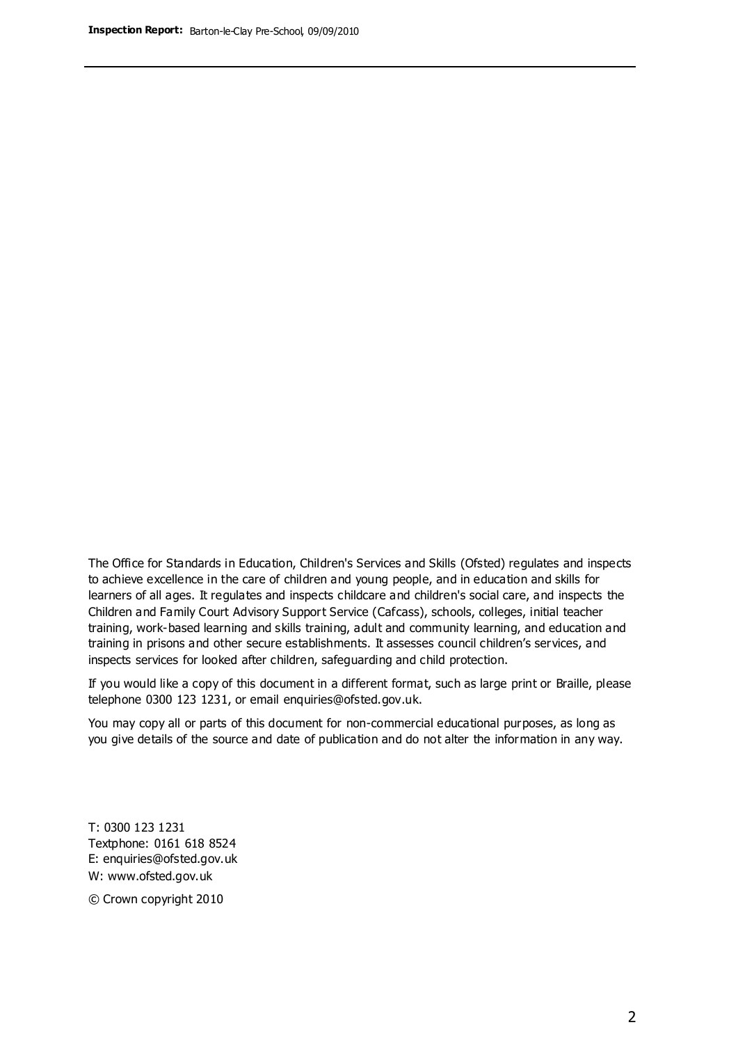The Office for Standards in Education, Children's Services and Skills (Ofsted) regulates and inspects to achieve excellence in the care of children and young people, and in education and skills for learners of all ages. It regulates and inspects childcare and children's social care, and inspects the Children and Family Court Advisory Support Service (Cafcass), schools, colleges, initial teacher training, work-based learning and skills training, adult and community learning, and education and training in prisons and other secure establishments. It assesses council children's services, and inspects services for looked after children, safeguarding and child protection.

If you would like a copy of this document in a different format, such as large print or Braille, please telephone 0300 123 1231, or email enquiries@ofsted.gov.uk.

You may copy all or parts of this document for non-commercial educational purposes, as long as you give details of the source and date of publication and do not alter the information in any way.

T: 0300 123 1231
Textphone: 0161 618 8524
E: enquiries@ofsted.gov.uk
W: www.ofsted.gov.uk

© Crown copyright 2010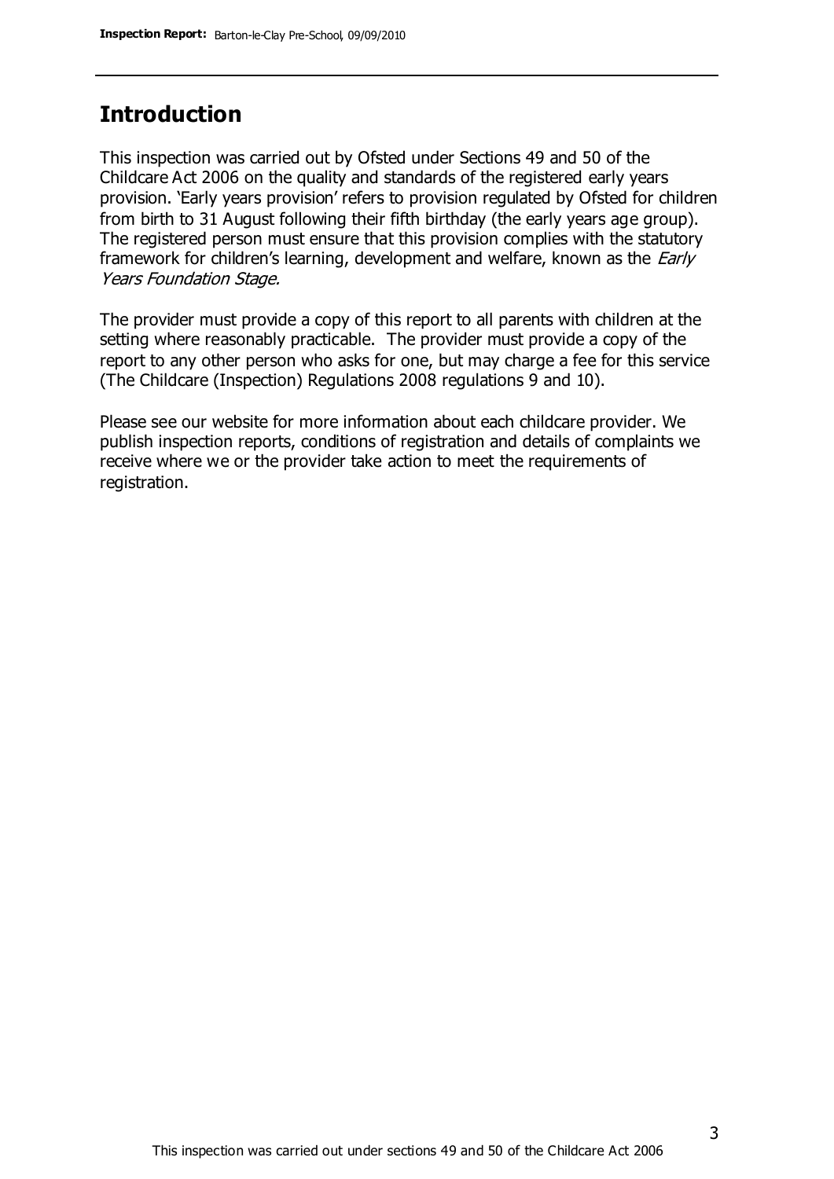## Introduction

This inspection was carried out by Ofsted under Sections 49 and 50 of the Childcare Act 2006 on the quality and standards of the registered early years provision. 'Early years provision' refers to provision regulated by Ofsted for children from birth to 31 August following their fifth birthday (the early years age group). The registered person must ensure that this provision complies with the statutory framework for children's learning, development and welfare, known as the *Early Years Foundation Stage*.

The provider must provide a copy of this report to all parents with children at the setting where reasonably practicable. The provider must provide a copy of the report to any other person who asks for one, but may charge a fee for this service (The Childcare (Inspection) Regulations 2008 regulations 9 and 10).

Please see our website for more information about each childcare provider. We publish inspection reports, conditions of registration and details of complaints we receive where we or the provider take action to meet the requirements of registration.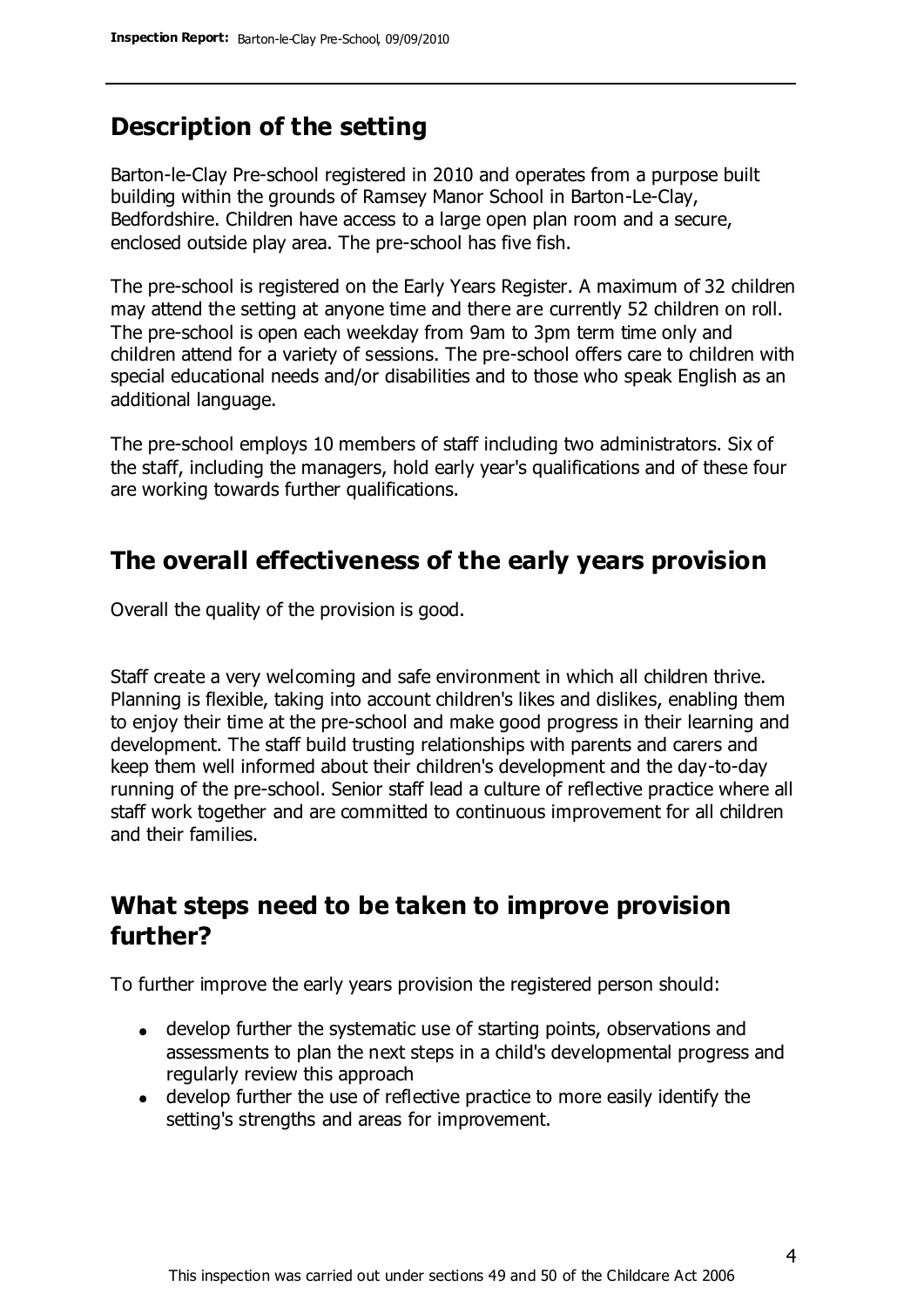## Description of the setting

Barton-le-Clay Pre-school registered in 2010 and operates from a purpose built building within the grounds of Ramsey Manor School in Barton-Le-Clay, Bedfordshire. Children have access to a large open plan room and a secure, enclosed outside play area. The pre-school has five fish.

The pre-school is registered on the Early Years Register. A maximum of 32 children may attend the setting at anyone time and there are currently 52 children on roll. The pre-school is open each weekday from 9am to 3pm term time only and children attend for a variety of sessions. The pre-school offers care to children with special educational needs and/or disabilities and to those who speak English as an additional language.

The pre-school employs 10 members of staff including two administrators. Six of the staff, including the managers, hold early year's qualifications and of these four are working towards further qualifications.

## The overall effectiveness of the early years provision

Overall the quality of the provision is good.

Staff create a very welcoming and safe environment in which all children thrive. Planning is flexible, taking into account children's likes and dislikes, enabling them to enjoy their time at the pre-school and make good progress in their learning and development. The staff build trusting relationships with parents and carers and keep them well informed about their children's development and the day-to-day running of the pre-school. Senior staff lead a culture of reflective practice where all staff work together and are committed to continuous improvement for all children and their families.

## What steps need to be taken to improve provision further?

To further improve the early years provision the registered person should:

- develop further the systematic use of starting points, observations and assessments to plan the next steps in a child's developmental progress and regularly review this approach
- develop further the use of reflective practice to more easily identify the setting's strengths and areas for improvement.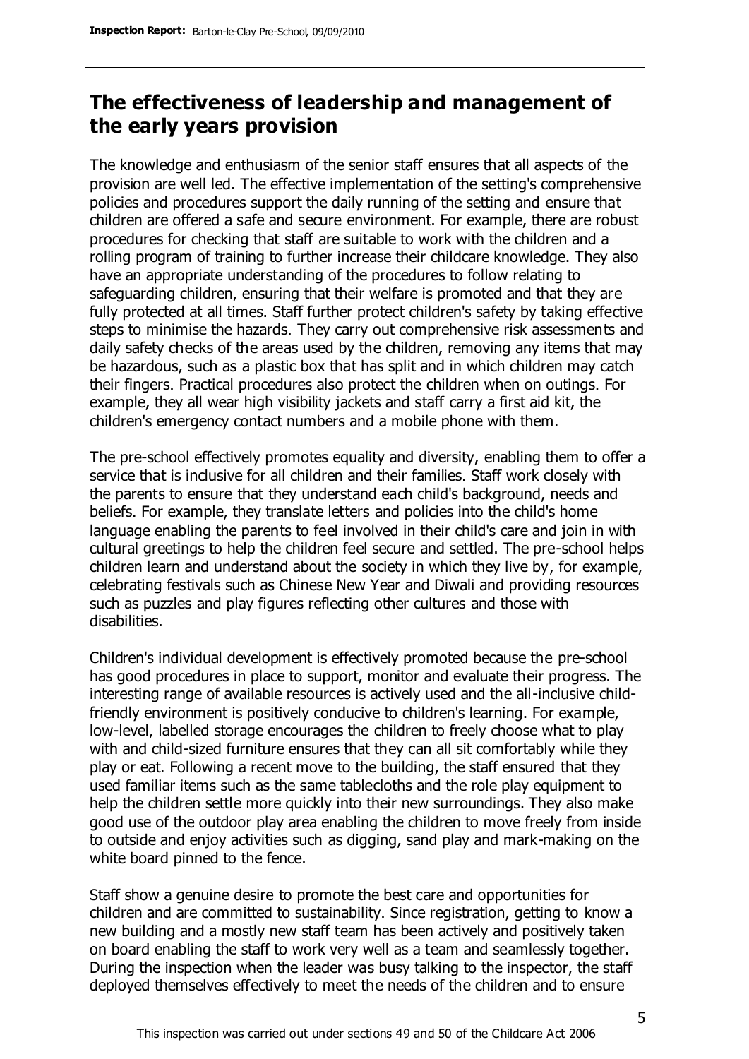## The effectiveness of leadership and management of the early years provision

The knowledge and enthusiasm of the senior staff ensures that all aspects of the provision are well led. The effective implementation of the setting's comprehensive policies and procedures support the daily running of the setting and ensure that children are offered a safe and secure environment. For example, there are robust procedures for checking that staff are suitable to work with the children and a rolling program of training to further increase their childcare knowledge. They also have an appropriate understanding of the procedures to follow relating to safeguarding children, ensuring that their welfare is promoted and that they are fully protected at all times. Staff further protect children's safety by taking effective steps to minimise the hazards. They carry out comprehensive risk assessments and daily safety checks of the areas used by the children, removing any items that may be hazardous, such as a plastic box that has split and in which children may catch their fingers. Practical procedures also protect the children when on outings. For example, they all wear high visibility jackets and staff carry a first aid kit, the children's emergency contact numbers and a mobile phone with them.

The pre-school effectively promotes equality and diversity, enabling them to offer a service that is inclusive for all children and their families. Staff work closely with the parents to ensure that they understand each child's background, needs and beliefs. For example, they translate letters and policies into the child's home language enabling the parents to feel involved in their child's care and join in with cultural greetings to help the children feel secure and settled. The pre-school helps children learn and understand about the society in which they live by, for example, celebrating festivals such as Chinese New Year and Diwali and providing resources such as puzzles and play figures reflecting other cultures and those with disabilities.

Children's individual development is effectively promoted because the pre-school has good procedures in place to support, monitor and evaluate their progress. The interesting range of available resources is actively used and the all-inclusive child-friendly environment is positively conducive to children's learning. For example, low-level, labelled storage encourages the children to freely choose what to play with and child-sized furniture ensures that they can all sit comfortably while they play or eat. Following a recent move to the building, the staff ensured that they used familiar items such as the same tablecloths and the role play equipment to help the children settle more quickly into their new surroundings. They also make good use of the outdoor play area enabling the children to move freely from inside to outside and enjoy activities such as digging, sand play and mark-making on the white board pinned to the fence.

Staff show a genuine desire to promote the best care and opportunities for children and are committed to sustainability. Since registration, getting to know a new building and a mostly new staff team has been actively and positively taken on board enabling the staff to work very well as a team and seamlessly together. During the inspection when the leader was busy talking to the inspector, the staff deployed themselves effectively to meet the needs of the children and to ensure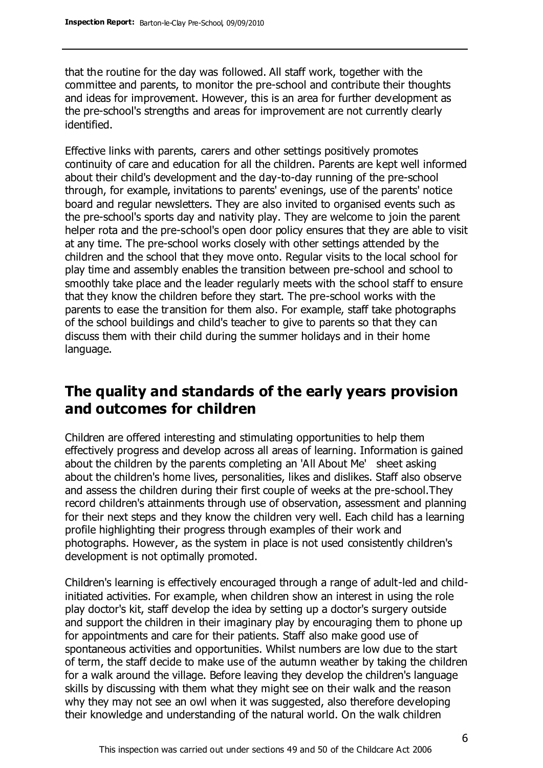that the routine for the day was followed. All staff work, together with the committee and parents, to monitor the pre-school and contribute their thoughts and ideas for improvement. However, this is an area for further development as the pre-school's strengths and areas for improvement are not currently clearly identified.

Effective links with parents, carers and other settings positively promotes continuity of care and education for all the children. Parents are kept well informed about their child's development and the day-to-day running of the pre-school through, for example, invitations to parents' evenings, use of the parents' notice board and regular newsletters. They are also invited to organised events such as the pre-school's sports day and nativity play. They are welcome to join the parent helper rota and the pre-school's open door policy ensures that they are able to visit at any time. The pre-school works closely with other settings attended by the children and the school that they move onto. Regular visits to the local school for play time and assembly enables the transition between pre-school and school to smoothly take place and the leader regularly meets with the school staff to ensure that they know the children before they start. The pre-school works with the parents to ease the transition for them also. For example, staff take photographs of the school buildings and child's teacher to give to parents so that they can discuss them with their child during the summer holidays and in their home language.

## The quality and standards of the early years provision and outcomes for children

Children are offered interesting and stimulating opportunities to help them effectively progress and develop across all areas of learning. Information is gained about the children by the parents completing an 'All About Me' sheet asking about the children's home lives, personalities, likes and dislikes. Staff also observe and assess the children during their first couple of weeks at the pre-school.They record children's attainments through use of observation, assessment and planning for their next steps and they know the children very well. Each child has a learning profile highlighting their progress through examples of their work and photographs. However, as the system in place is not used consistently children's development is not optimally promoted.

Children's learning is effectively encouraged through a range of adult-led and child-initiated activities. For example, when children show an interest in using the role play doctor's kit, staff develop the idea by setting up a doctor's surgery outside and support the children in their imaginary play by encouraging them to phone up for appointments and care for their patients. Staff also make good use of spontaneous activities and opportunities. Whilst numbers are low due to the start of term, the staff decide to make use of the autumn weather by taking the children for a walk around the village. Before leaving they develop the children's language skills by discussing with them what they might see on their walk and the reason why they may not see an owl when it was suggested, also therefore developing their knowledge and understanding of the natural world. On the walk children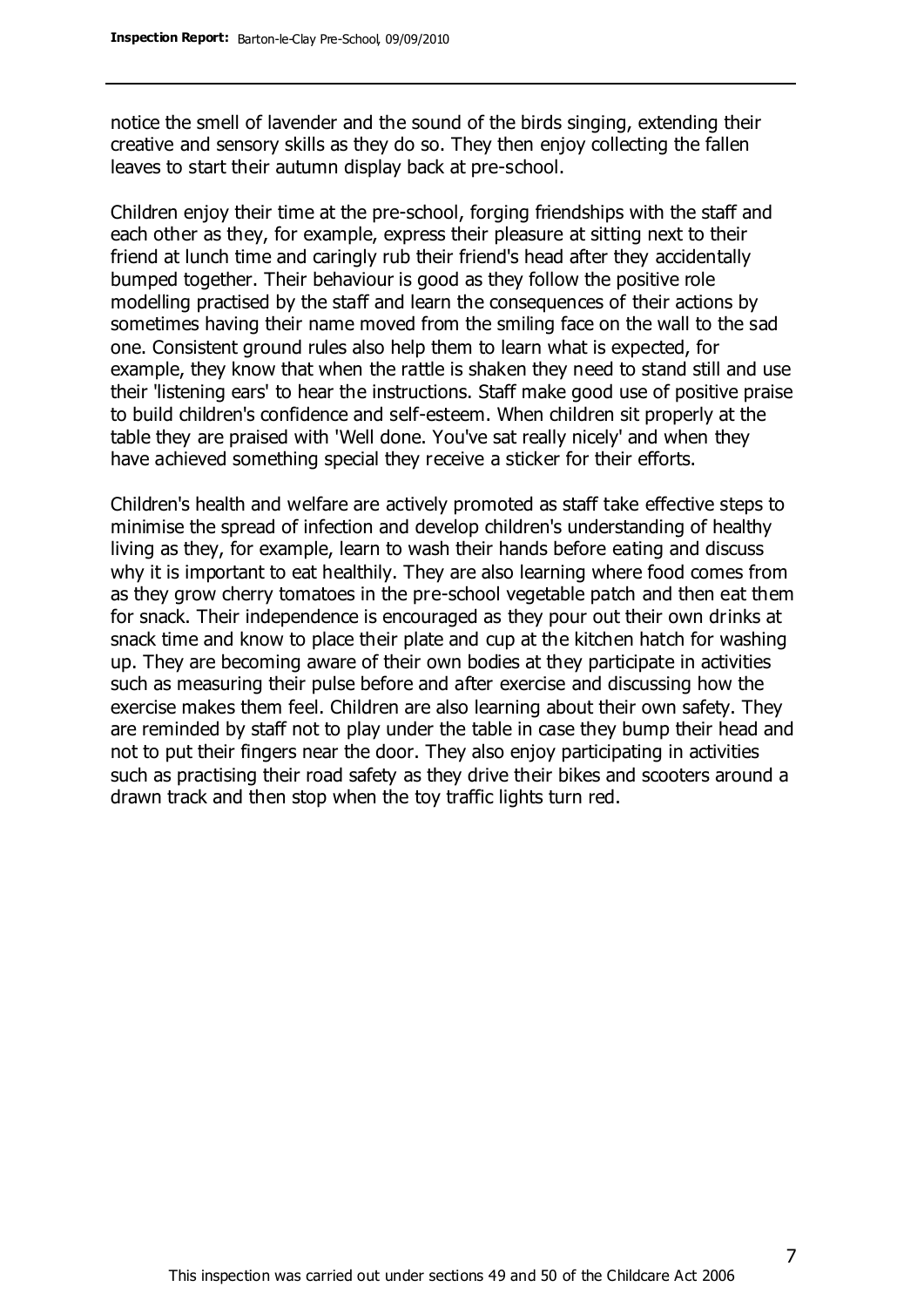notice the smell of lavender and the sound of the birds singing, extending their creative and sensory skills as they do so. They then enjoy collecting the fallen leaves to start their autumn display back at pre-school.

Children enjoy their time at the pre-school, forging friendships with the staff and each other as they, for example, express their pleasure at sitting next to their friend at lunch time and caringly rub their friend's head after they accidentally bumped together. Their behaviour is good as they follow the positive role modelling practised by the staff and learn the consequences of their actions by sometimes having their name moved from the smiling face on the wall to the sad one. Consistent ground rules also help them to learn what is expected, for example, they know that when the rattle is shaken they need to stand still and use their 'listening ears' to hear the instructions. Staff make good use of positive praise to build children's confidence and self-esteem. When children sit properly at the table they are praised with 'Well done. You've sat really nicely' and when they have achieved something special they receive a sticker for their efforts.

Children's health and welfare are actively promoted as staff take effective steps to minimise the spread of infection and develop children's understanding of healthy living as they, for example, learn to wash their hands before eating and discuss why it is important to eat healthily. They are also learning where food comes from as they grow cherry tomatoes in the pre-school vegetable patch and then eat them for snack. Their independence is encouraged as they pour out their own drinks at snack time and know to place their plate and cup at the kitchen hatch for washing up. They are becoming aware of their own bodies at they participate in activities such as measuring their pulse before and after exercise and discussing how the exercise makes them feel. Children are also learning about their own safety. They are reminded by staff not to play under the table in case they bump their head and not to put their fingers near the door. They also enjoy participating in activities such as practising their road safety as they drive their bikes and scooters around a drawn track and then stop when the toy traffic lights turn red.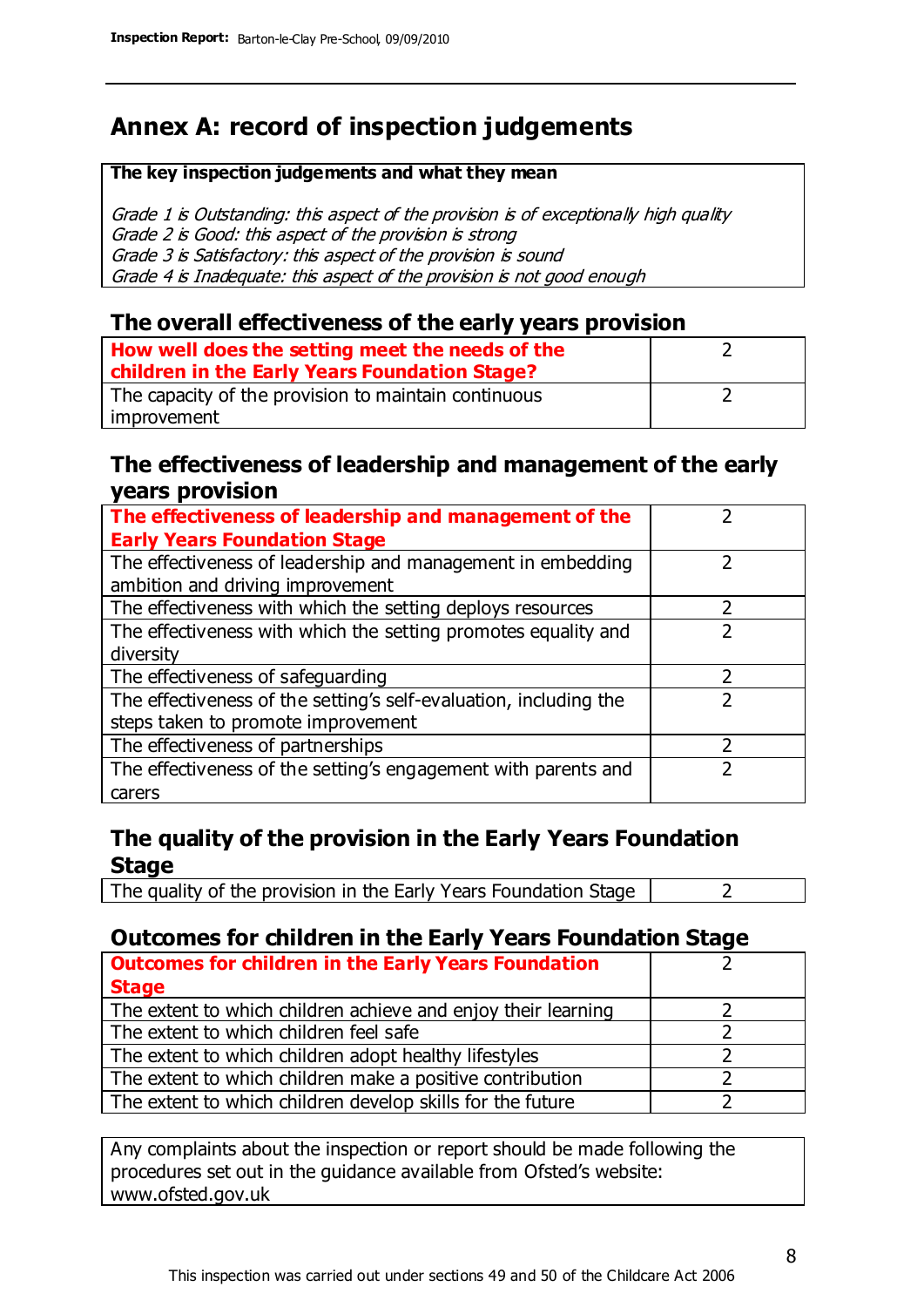## Annex A: record of inspection judgements

| The key inspection judgements and what they mean |
|---|
| *Grade 1 is Outstanding: this aspect of the provision is of exceptionally high quality*<br>*Grade 2 is Good: this aspect of the provision is strong*<br>*Grade 3 is Satisfactory: this aspect of the provision is sound*<br>*Grade 4 is Inadequate: this aspect of the provision is not good enough* |

### The overall effectiveness of the early years provision

| | |
|---|---|
| **How well does the setting meet the needs of the children in the Early Years Foundation Stage?** | 2 |
| The capacity of the provision to maintain continuous improvement | 2 |

### The effectiveness of leadership and management of the early years provision

| | |
|---|---|
| **The effectiveness of leadership and management of the Early Years Foundation Stage** | 2 |
| The effectiveness of leadership and management in embedding ambition and driving improvement | 2 |
| The effectiveness with which the setting deploys resources | 2 |
| The effectiveness with which the setting promotes equality and diversity | 2 |
| The effectiveness of safeguarding | 2 |
| The effectiveness of the setting's self-evaluation, including the steps taken to promote improvement | 2 |
| The effectiveness of partnerships | 2 |
| The effectiveness of the setting's engagement with parents and carers | 2 |

### The quality of the provision in the Early Years Foundation Stage

| | |
|---|---|
| The quality of the provision in the Early Years Foundation Stage | 2 |

### Outcomes for children in the Early Years Foundation Stage

| | |
|---|---|
| **Outcomes for children in the Early Years Foundation Stage** | 2 |
| The extent to which children achieve and enjoy their learning | 2 |
| The extent to which children feel safe | 2 |
| The extent to which children adopt healthy lifestyles | 2 |
| The extent to which children make a positive contribution | 2 |
| The extent to which children develop skills for the future | 2 |

Any complaints about the inspection or report should be made following the procedures set out in the guidance available from Ofsted's website: www.ofsted.gov.uk

This inspection was carried out under sections 49 and 50 of the Childcare Act 2006